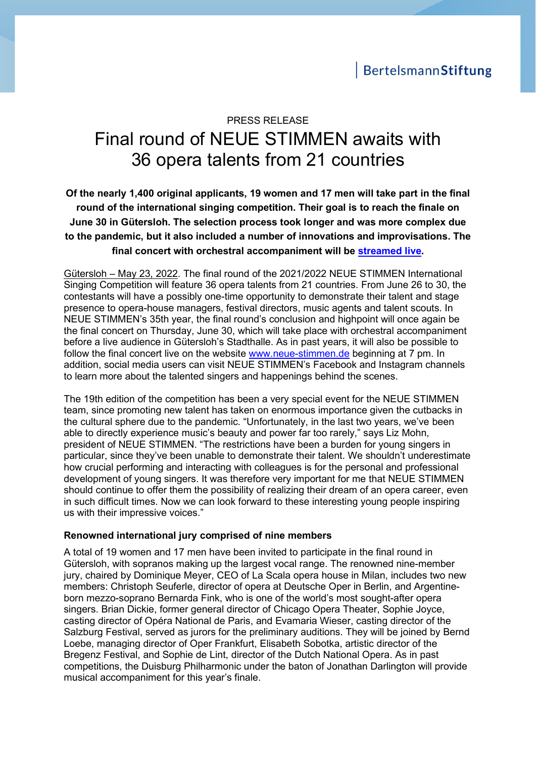BertelsmannStiftung

PRESS RELEASE

# Final round of NEUE STIMMEN awaits with 36 opera talents from 21 countries

**Of the nearly 1,400 original applicants, 19 women and 17 men will take part in the final round of the international singing competition. Their goal is to reach the finale on June 30 in Gütersloh. The selection process took longer and was more complex due to the pandemic, but it also included a number of innovations and improvisations. The final concert with orchestral accompaniment will be streamed live.**

Gütersloh – May 23, 2022. The final round of the 2021/2022 NEUE STIMMEN International Singing Competition will feature 36 opera talents from 21 countries. From June 26 to 30, the contestants will have a possibly one-time opportunity to demonstrate their talent and stage presence to opera-house managers, festival directors, music agents and talent scouts. In NEUE STIMMEN's 35th year, the final round's conclusion and highpoint will once again be the final concert on Thursday, June 30, which will take place with orchestral accompaniment before a live audience in Gütersloh's Stadthalle. As in past years, it will also be possible to follow the final concert live on the website www.neue-stimmen.de beginning at 7 pm. In addition, social media users can visit NEUE STIMMEN's Facebook and Instagram channels to learn more about the talented singers and happenings behind the scenes.

The 19th edition of the competition has been a very special event for the NEUE STIMMEN team, since promoting new talent has taken on enormous importance given the cutbacks in the cultural sphere due to the pandemic. "Unfortunately, in the last two years, we've been able to directly experience music's beauty and power far too rarely," says Liz Mohn, president of NEUE STIMMEN. "The restrictions have been a burden for young singers in particular, since they've been unable to demonstrate their talent. We shouldn't underestimate how crucial performing and interacting with colleagues is for the personal and professional development of young singers. It was therefore very important for me that NEUE STIMMEN should continue to offer them the possibility of realizing their dream of an opera career, even in such difficult times. Now we can look forward to these interesting young people inspiring us with their impressive voices."

### Renowned international jury comprised of nine members

A total of 19 women and 17 men have been invited to participate in the final round in Gütersloh, with sopranos making up the largest vocal range. The renowned nine-member jury, chaired by Dominique Meyer, CEO of La Scala opera house in Milan, includes two new members: Christoph Seuferle, director of opera at Deutsche Oper in Berlin, and Argentine-born mezzo-soprano Bernarda Fink, who is one of the world's most sought-after opera singers. Brian Dickie, former general director of Chicago Opera Theater, Sophie Joyce, casting director of Opéra National de Paris, and Evamaria Wieser, casting director of the Salzburg Festival, served as jurors for the preliminary auditions. They will be joined by Bernd Loebe, managing director of Oper Frankfurt, Elisabeth Sobotka, artistic director of the Bregenz Festival, and Sophie de Lint, director of the Dutch National Opera. As in past competitions, the Duisburg Philharmonic under the baton of Jonathan Darlington will provide musical accompaniment for this year's finale.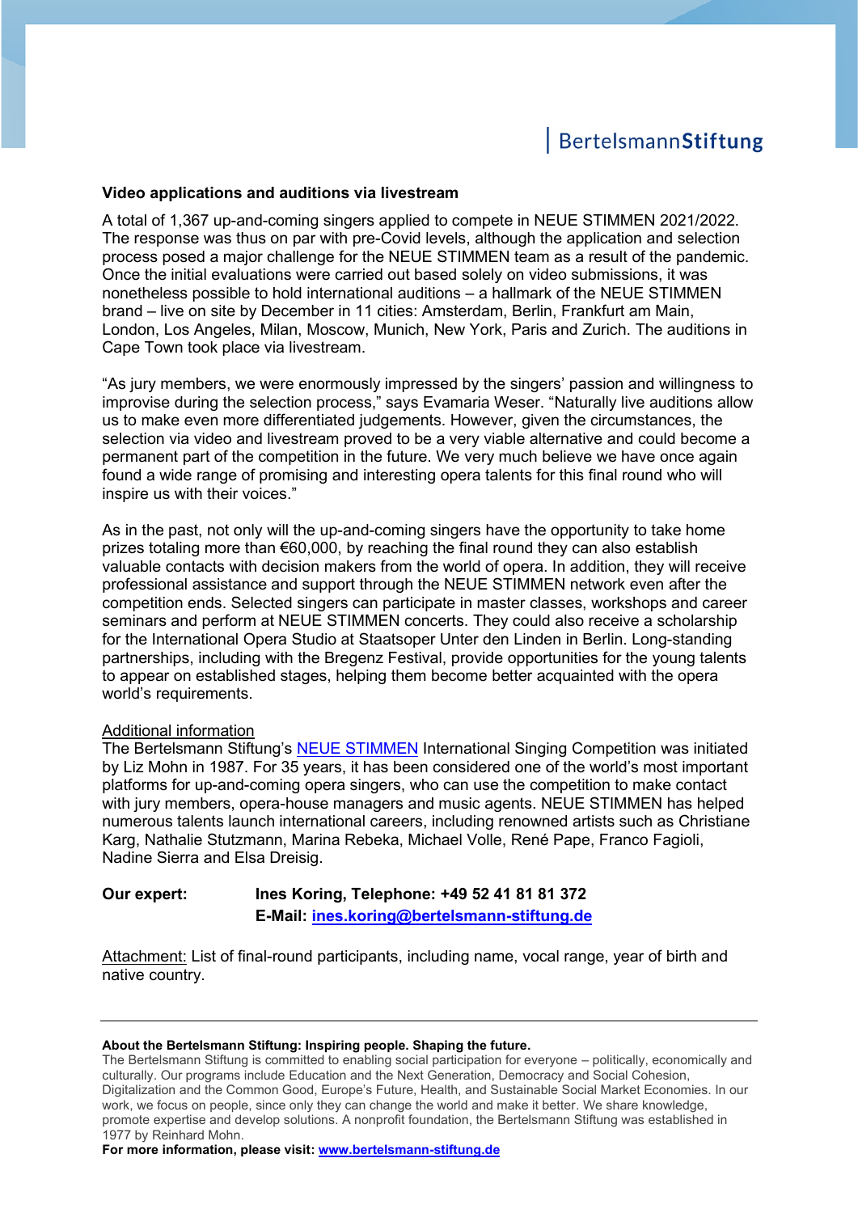**Video applications and auditions via livestream**

A total of 1,367 up-and-coming singers applied to compete in NEUE STIMMEN 2021/2022. The response was thus on par with pre-Covid levels, although the application and selection process posed a major challenge for the NEUE STIMMEN team as a result of the pandemic. Once the initial evaluations were carried out based solely on video submissions, it was nonetheless possible to hold international auditions – a hallmark of the NEUE STIMMEN brand – live on site by December in 11 cities: Amsterdam, Berlin, Frankfurt am Main, London, Los Angeles, Milan, Moscow, Munich, New York, Paris and Zurich. The auditions in Cape Town took place via livestream.

“As jury members, we were enormously impressed by the singers’ passion and willingness to improvise during the selection process,” says Evamaria Weser. “Naturally live auditions allow us to make even more differentiated judgements. However, given the circumstances, the selection via video and livestream proved to be a very viable alternative and could become a permanent part of the competition in the future. We very much believe we have once again found a wide range of promising and interesting opera talents for this final round who will inspire us with their voices.”

As in the past, not only will the up-and-coming singers have the opportunity to take home prizes totaling more than €60,000, by reaching the final round they can also establish valuable contacts with decision makers from the world of opera. In addition, they will receive professional assistance and support through the NEUE STIMMEN network even after the competition ends. Selected singers can participate in master classes, workshops and career seminars and perform at NEUE STIMMEN concerts. They could also receive a scholarship for the International Opera Studio at Staatsoper Unter den Linden in Berlin. Long-standing partnerships, including with the Bregenz Festival, provide opportunities for the young talents to appear on established stages, helping them become better acquainted with the opera world’s requirements.

Additional information
The Bertelsmann Stiftung’s NEUE STIMMEN International Singing Competition was initiated by Liz Mohn in 1987. For 35 years, it has been considered one of the world’s most important platforms for up-and-coming opera singers, who can use the competition to make contact with jury members, opera-house managers and music agents. NEUE STIMMEN has helped numerous talents launch international careers, including renowned artists such as Christiane Karg, Nathalie Stutzmann, Marina Rebeka, Michael Volle, René Pape, Franco Fagioli, Nadine Sierra and Elsa Dreisig.

**Our expert:** **Ines Koring, Telephone: +49 52 41 81 81 372**
**E-Mail: ines.koring@bertelsmann-stiftung.de**

Attachment: List of final-round participants, including name, vocal range, year of birth and native country.

---

**About the Bertelsmann Stiftung: Inspiring people. Shaping the future.**
The Bertelsmann Stiftung is committed to enabling social participation for everyone – politically, economically and culturally. Our programs include Education and the Next Generation, Democracy and Social Cohesion, Digitalization and the Common Good, Europe’s Future, Health, and Sustainable Social Market Economies. In our work, we focus on people, since only they can change the world and make it better. We share knowledge, promote expertise and develop solutions. A nonprofit foundation, the Bertelsmann Stiftung was established in 1977 by Reinhard Mohn.
**For more information, please visit: www.bertelsmann-stiftung.de**